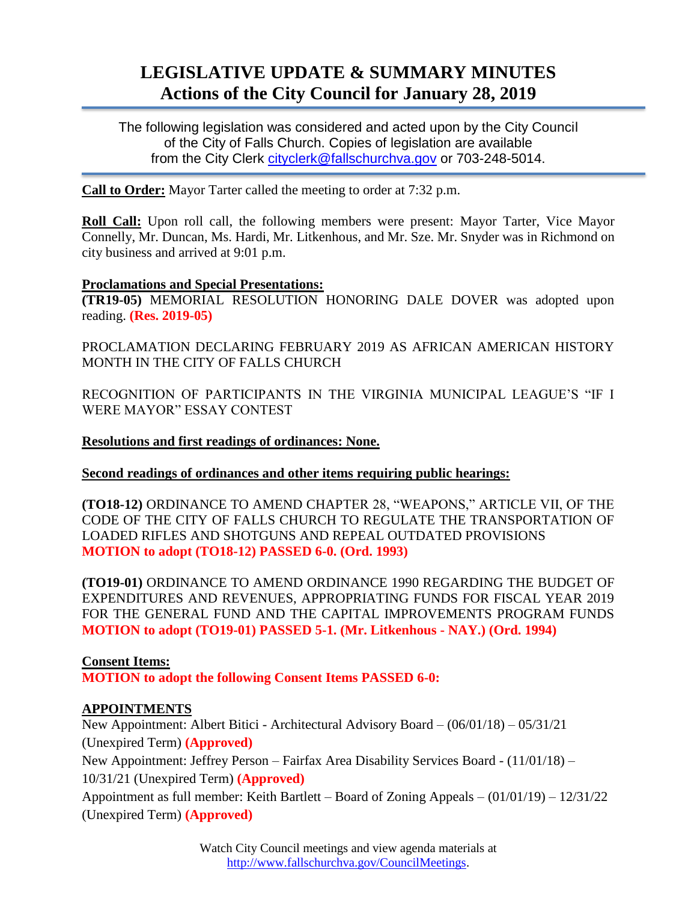# LEGISLATIVE UPDATE & SUMMARY MINUTES
## Actions of the City Council for January 28, 2019

The following legislation was considered and acted upon by the City Council of the City of Falls Church. Copies of legislation are available from the City Clerk cityclerk@fallschurchva.gov or 703-248-5014.

**Call to Order:** Mayor Tarter called the meeting to order at 7:32 p.m.

**Roll Call:** Upon roll call, the following members were present: Mayor Tarter, Vice Mayor Connelly, Mr. Duncan, Ms. Hardi, Mr. Litkenhous, and Mr. Sze. Mr. Snyder was in Richmond on city business and arrived at 9:01 p.m.

**Proclamations and Special Presentations:**

**(TR19-05)** MEMORIAL RESOLUTION HONORING DALE DOVER was adopted upon reading. **(Res. 2019-05)**

PROCLAMATION DECLARING FEBRUARY 2019 AS AFRICAN AMERICAN HISTORY MONTH IN THE CITY OF FALLS CHURCH

RECOGNITION OF PARTICIPANTS IN THE VIRGINIA MUNICIPAL LEAGUE'S "IF I WERE MAYOR" ESSAY CONTEST

**Resolutions and first readings of ordinances: None.**

**Second readings of ordinances and other items requiring public hearings:**

**(TO18-12)** ORDINANCE TO AMEND CHAPTER 28, "WEAPONS," ARTICLE VII, OF THE CODE OF THE CITY OF FALLS CHURCH TO REGULATE THE TRANSPORTATION OF LOADED RIFLES AND SHOTGUNS AND REPEAL OUTDATED PROVISIONS
**MOTION to adopt (TO18-12) PASSED 6-0. (Ord. 1993)**

**(TO19-01)** ORDINANCE TO AMEND ORDINANCE 1990 REGARDING THE BUDGET OF EXPENDITURES AND REVENUES, APPROPRIATING FUNDS FOR FISCAL YEAR 2019 FOR THE GENERAL FUND AND THE CAPITAL IMPROVEMENTS PROGRAM FUNDS
**MOTION to adopt (TO19-01) PASSED 5-1. (Mr. Litkenhous - NAY.) (Ord. 1994)**

**Consent Items:**
**MOTION to adopt the following Consent Items PASSED 6-0:**

**APPOINTMENTS**

New Appointment: Albert Bitici - Architectural Advisory Board – (06/01/18) – 05/31/21 (Unexpired Term) **(Approved)**

New Appointment: Jeffrey Person – Fairfax Area Disability Services Board - (11/01/18) – 10/31/21 (Unexpired Term) **(Approved)**

Appointment as full member: Keith Bartlett – Board of Zoning Appeals – (01/01/19) – 12/31/22 (Unexpired Term) **(Approved)**

Watch City Council meetings and view agenda materials at http://www.fallschurchva.gov/CouncilMeetings.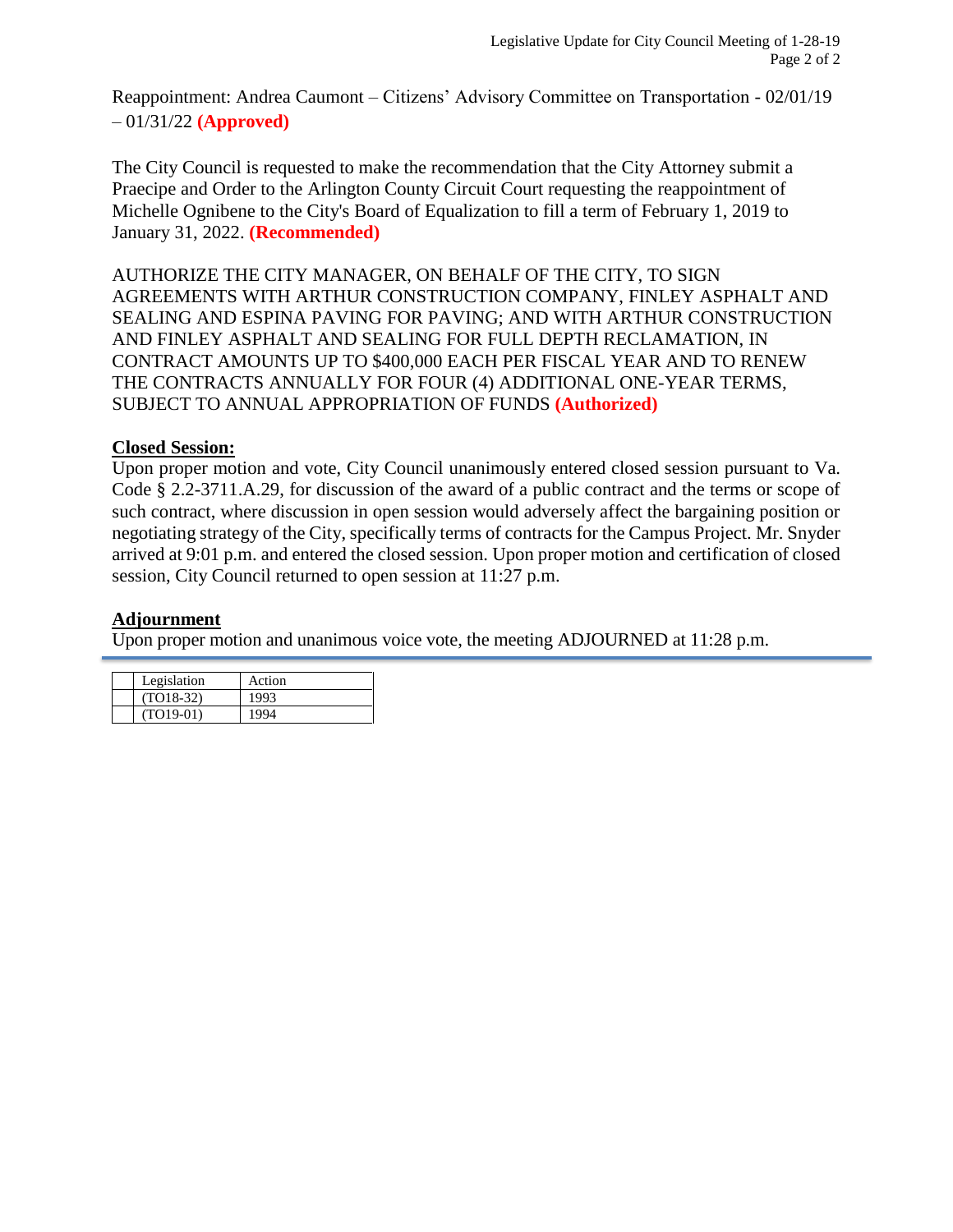Reappointment: Andrea Caumont – Citizens' Advisory Committee on Transportation - 02/01/19 – 01/31/22 **(Approved)**

The City Council is requested to make the recommendation that the City Attorney submit a Praecipe and Order to the Arlington County Circuit Court requesting the reappointment of Michelle Ognibene to the City's Board of Equalization to fill a term of February 1, 2019 to January 31, 2022. **(Recommended)**

AUTHORIZE THE CITY MANAGER, ON BEHALF OF THE CITY, TO SIGN AGREEMENTS WITH ARTHUR CONSTRUCTION COMPANY, FINLEY ASPHALT AND SEALING AND ESPINA PAVING FOR PAVING; AND WITH ARTHUR CONSTRUCTION AND FINLEY ASPHALT AND SEALING FOR FULL DEPTH RECLAMATION, IN CONTRACT AMOUNTS UP TO $400,000 EACH PER FISCAL YEAR AND TO RENEW THE CONTRACTS ANNUALLY FOR FOUR (4) ADDITIONAL ONE-YEAR TERMS, SUBJECT TO ANNUAL APPROPRIATION OF FUNDS **(Authorized)**

## Closed Session:

Upon proper motion and vote, City Council unanimously entered closed session pursuant to Va. Code § 2.2-3711.A.29, for discussion of the award of a public contract and the terms or scope of such contract, where discussion in open session would adversely affect the bargaining position or negotiating strategy of the City, specifically terms of contracts for the Campus Project. Mr. Snyder arrived at 9:01 p.m. and entered the closed session. Upon proper motion and certification of closed session, City Council returned to open session at 11:27 p.m.

## Adjournment

Upon proper motion and unanimous voice vote, the meeting ADJOURNED at 11:28 p.m.

| | Legislation | Action |
|---|---|---|
| | (TO18-32) | 1993 |
| | (TO19-01) | 1994 |